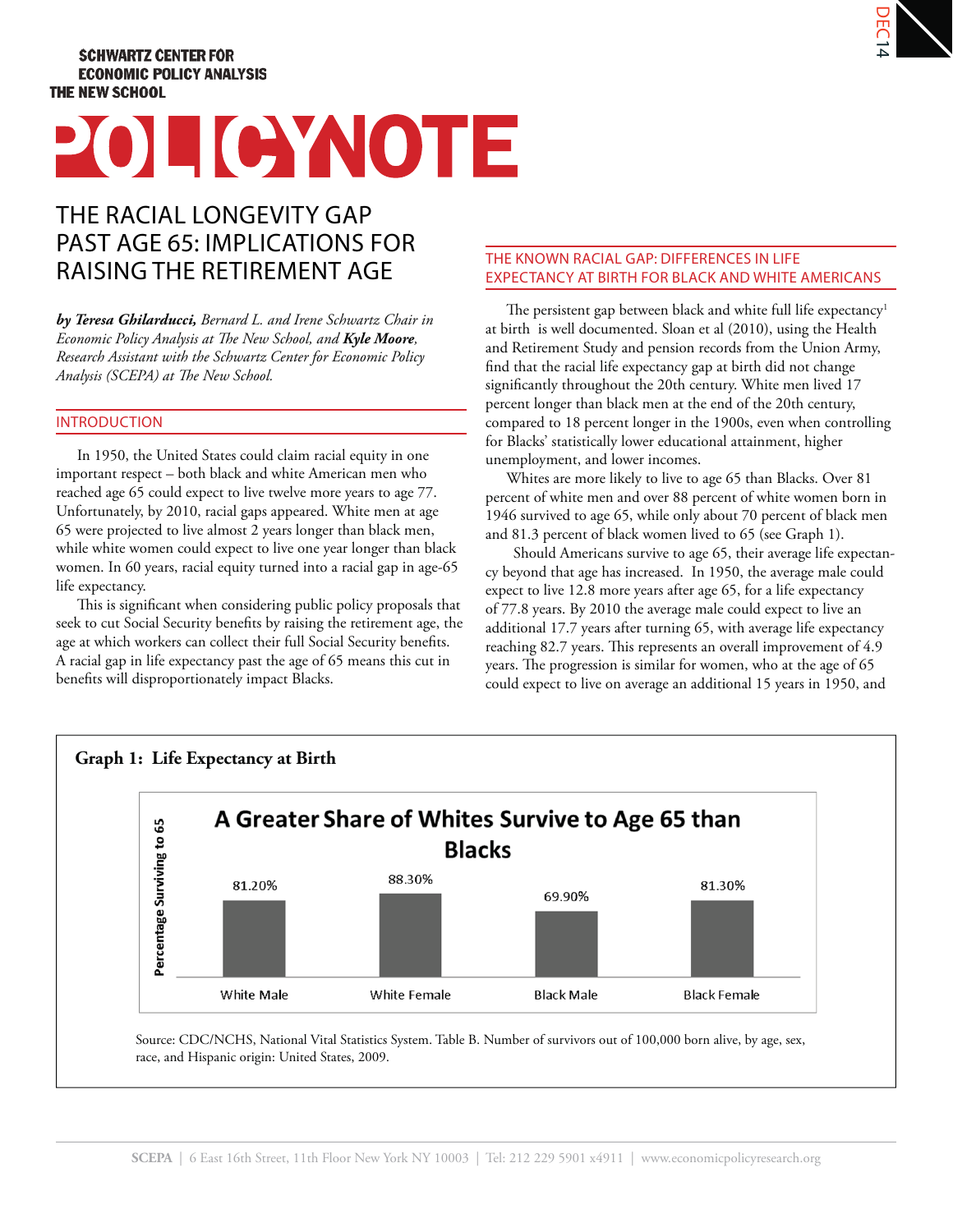SCHWARTZ CENTER FOR ECONOMIC POLICY ANALYSIS
THE NEW SCHOOL

DEC 14

# POLICYNOTE

## THE RACIAL LONGEVITY GAP PAST AGE 65: IMPLICATIONS FOR RAISING THE RETIREMENT AGE

***by Teresa Ghilarducci,*** *Bernard L. and Irene Schwartz Chair in Economic Policy Analysis at The New School, and* ***Kyle Moore****, Research Assistant with the Schwartz Center for Economic Policy Analysis (SCEPA) at The New School.*

### INTRODUCTION

In 1950, the United States could claim racial equity in one important respect – both black and white American men who reached age 65 could expect to live twelve more years to age 77. Unfortunately, by 2010, racial gaps appeared. White men at age 65 were projected to live almost 2 years longer than black men, while white women could expect to live one year longer than black women. In 60 years, racial equity turned into a racial gap in age-65 life expectancy.

This is significant when considering public policy proposals that seek to cut Social Security benefits by raising the retirement age, the age at which workers can collect their full Social Security benefits. A racial gap in life expectancy past the age of 65 means this cut in benefits will disproportionately impact Blacks.

### THE KNOWN RACIAL GAP: DIFFERENCES IN LIFE EXPECTANCY AT BIRTH FOR BLACK AND WHITE AMERICANS

The persistent gap between black and white full life expectancy[1] at birth is well documented. Sloan et al (2010), using the Health and Retirement Study and pension records from the Union Army, find that the racial life expectancy gap at birth did not change significantly throughout the 20th century. White men lived 17 percent longer than black men at the end of the 20th century, compared to 18 percent longer in the 1900s, even when controlling for Blacks' statistically lower educational attainment, higher unemployment, and lower incomes.

Whites are more likely to live to age 65 than Blacks. Over 81 percent of white men and over 88 percent of white women born in 1946 survived to age 65, while only about 70 percent of black men and 81.3 percent of black women lived to 65 (see Graph 1).

Should Americans survive to age 65, their average life expectancy beyond that age has increased. In 1950, the average male could expect to live 12.8 more years after age 65, for a life expectancy of 77.8 years. By 2010 the average male could expect to live an additional 17.7 years after turning 65, with average life expectancy reaching 82.7 years. This represents an overall improvement of 4.9 years. The progression is similar for women, who at the age of 65 could expect to live on average an additional 15 years in 1950, and

**Graph 1: Life Expectancy at Birth**

A Greater Share of Whites Survive to Age 65 than Blacks

| | White Male | White Female | Black Male | Black Female |
|---|---|---|---|---|
| Percentage Surviving to 65 | 81.20% | 88.30% | 69.90% | 81.30% |

Source: CDC/NCHS, National Vital Statistics System. Table B. Number of survivors out of 100,000 born alive, by age, sex, race, and Hispanic origin: United States, 2009.

SCEPA | 6 East 16th Street, 11th Floor New York NY 10003 | Tel: 212 229 5901 x4911 | www.economicpolicyresearch.org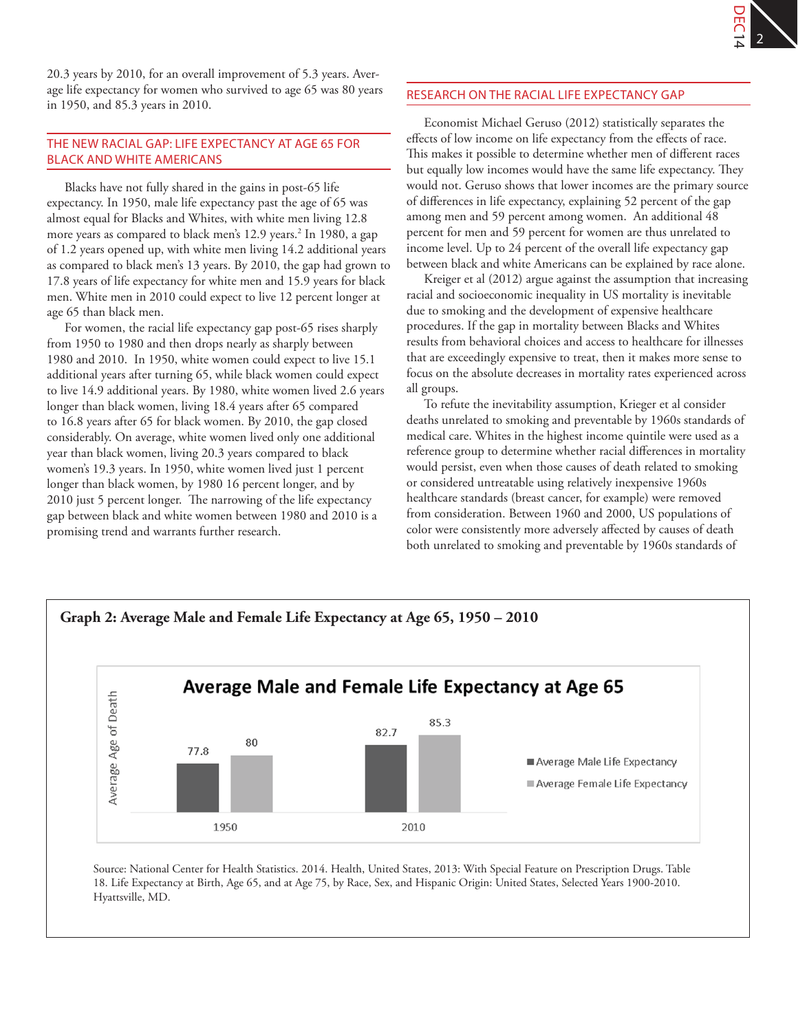20.3 years by 2010, for an overall improvement of 5.3 years. Average life expectancy for women who survived to age 65 was 80 years in 1950, and 85.3 years in 2010.

## THE NEW RACIAL GAP: LIFE EXPECTANCY AT AGE 65 FOR BLACK AND WHITE AMERICANS

Blacks have not fully shared in the gains in post-65 life expectancy. In 1950, male life expectancy past the age of 65 was almost equal for Blacks and Whites, with white men living 12.8 more years as compared to black men's 12.9 years.[2] In 1980, a gap of 1.2 years opened up, with white men living 14.2 additional years as compared to black men's 13 years. By 2010, the gap had grown to 17.8 years of life expectancy for white men and 15.9 years for black men. White men in 2010 could expect to live 12 percent longer at age 65 than black men.

For women, the racial life expectancy gap post-65 rises sharply from 1950 to 1980 and then drops nearly as sharply between 1980 and 2010. In 1950, white women could expect to live 15.1 additional years after turning 65, while black women could expect to live 14.9 additional years. By 1980, white women lived 2.6 years longer than black women, living 18.4 years after 65 compared to 16.8 years after 65 for black women. By 2010, the gap closed considerably. On average, white women lived only one additional year than black women, living 20.3 years compared to black women's 19.3 years. In 1950, white women lived just 1 percent longer than black women, by 1980 16 percent longer, and by 2010 just 5 percent longer. The narrowing of the life expectancy gap between black and white women between 1980 and 2010 is a promising trend and warrants further research.

## RESEARCH ON THE RACIAL LIFE EXPECTANCY GAP

Economist Michael Geruso (2012) statistically separates the effects of low income on life expectancy from the effects of race. This makes it possible to determine whether men of different races but equally low incomes would have the same life expectancy. They would not. Geruso shows that lower incomes are the primary source of differences in life expectancy, explaining 52 percent of the gap among men and 59 percent among women. An additional 48 percent for men and 59 percent for women are thus unrelated to income level. Up to 24 percent of the overall life expectancy gap between black and white Americans can be explained by race alone.

Kreiger et al (2012) argue against the assumption that increasing racial and socioeconomic inequality in US mortality is inevitable due to smoking and the development of expensive healthcare procedures. If the gap in mortality between Blacks and Whites results from behavioral choices and access to healthcare for illnesses that are exceedingly expensive to treat, then it makes more sense to focus on the absolute decreases in mortality rates experienced across all groups.

To refute the inevitability assumption, Krieger et al consider deaths unrelated to smoking and preventable by 1960s standards of medical care. Whites in the highest income quintile were used as a reference group to determine whether racial differences in mortality would persist, even when those causes of death related to smoking or considered untreatable using relatively inexpensive 1960s healthcare standards (breast cancer, for example) were removed from consideration. Between 1960 and 2000, US populations of color were consistently more adversely affected by causes of death both unrelated to smoking and preventable by 1960s standards of

**Graph 2: Average Male and Female Life Expectancy at Age 65, 1950 – 2010**

Average Male and Female Life Expectancy at Age 65

| Year | Average Male Life Expectancy | Average Female Life Expectancy |
|---|---|---|
| 1950 | 77.8 | 80 |
| 2010 | 82.7 | 85.3 |

Source: National Center for Health Statistics. 2014. Health, United States, 2013: With Special Feature on Prescription Drugs. Table 18. Life Expectancy at Birth, Age 65, and at Age 75, by Race, Sex, and Hispanic Origin: United States, Selected Years 1900-2010. Hyattsville, MD.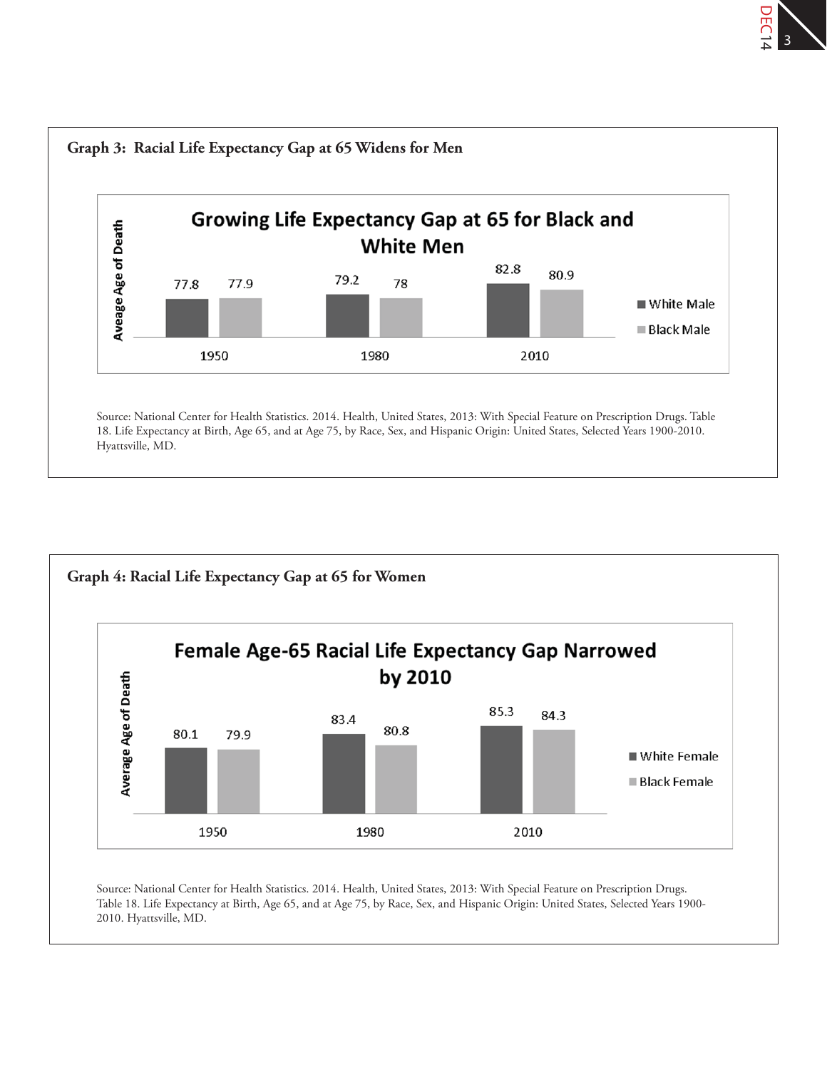**Graph 3: Racial Life Expectancy Gap at 65 Widens for Men**

**Growing Life Expectancy Gap at 65 for Black and White Men**

| Year | White Male | Black Male |
|---|---|---|
| 1950 | 77.8 | 77.9 |
| 1980 | 79.2 | 78 |
| 2010 | 82.8 | 80.9 |

*Y-axis: Aveage Age of Death*

Source: National Center for Health Statistics. 2014. Health, United States, 2013: With Special Feature on Prescription Drugs. Table 18. Life Expectancy at Birth, Age 65, and at Age 75, by Race, Sex, and Hispanic Origin: United States, Selected Years 1900-2010. Hyattsville, MD.

**Graph 4: Racial Life Expectancy Gap at 65 for Women**

**Female Age-65 Racial Life Expectancy Gap Narrowed by 2010**

| Year | White Female | Black Female |
|---|---|---|
| 1950 | 80.1 | 79.9 |
| 1980 | 83.4 | 80.8 |
| 2010 | 85.3 | 84.3 |

*Y-axis: Average Age of Death*

Source: National Center for Health Statistics. 2014. Health, United States, 2013: With Special Feature on Prescription Drugs. Table 18. Life Expectancy at Birth, Age 65, and at Age 75, by Race, Sex, and Hispanic Origin: United States, Selected Years 1900-2010. Hyattsville, MD.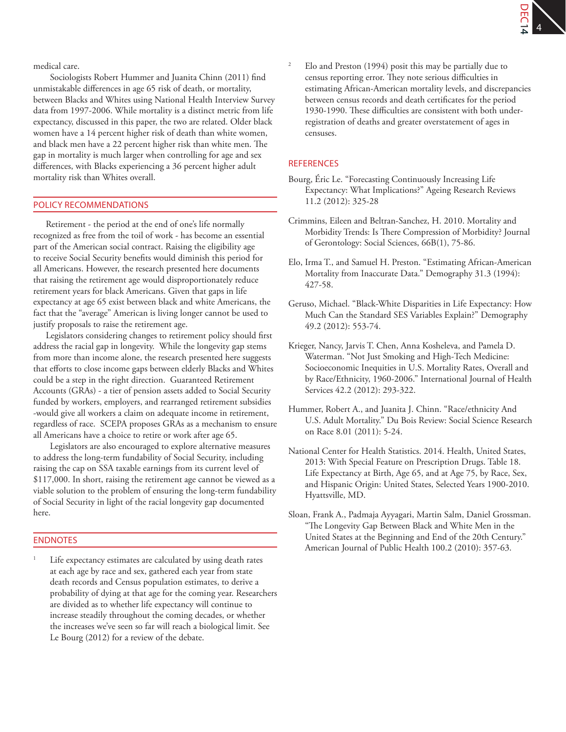medical care.

Sociologists Robert Hummer and Juanita Chinn (2011) find unmistakable differences in age 65 risk of death, or mortality, between Blacks and Whites using National Health Interview Survey data from 1997-2006. While mortality is a distinct metric from life expectancy, discussed in this paper, the two are related. Older black women have a 14 percent higher risk of death than white women, and black men have a 22 percent higher risk than white men. The gap in mortality is much larger when controlling for age and sex differences, with Blacks experiencing a 36 percent higher adult mortality risk than Whites overall.

## POLICY RECOMMENDATIONS

Retirement - the period at the end of one's life normally recognized as free from the toil of work - has become an essential part of the American social contract. Raising the eligibility age to receive Social Security benefits would diminish this period for all Americans. However, the research presented here documents that raising the retirement age would disproportionately reduce retirement years for black Americans. Given that gaps in life expectancy at age 65 exist between black and white Americans, the fact that the "average" American is living longer cannot be used to justify proposals to raise the retirement age.

Legislators considering changes to retirement policy should first address the racial gap in longevity. While the longevity gap stems from more than income alone, the research presented here suggests that efforts to close income gaps between elderly Blacks and Whites could be a step in the right direction. Guaranteed Retirement Accounts (GRAs) - a tier of pension assets added to Social Security funded by workers, employers, and rearranged retirement subsidies -would give all workers a claim on adequate income in retirement, regardless of race. SCEPA proposes GRAs as a mechanism to ensure all Americans have a choice to retire or work after age 65.

Legislators are also encouraged to explore alternative measures to address the long-term fundability of Social Security, including raising the cap on SSA taxable earnings from its current level of $117,000. In short, raising the retirement age cannot be viewed as a viable solution to the problem of ensuring the long-term fundability of Social Security in light of the racial longevity gap documented here.

## ENDNOTES

[1] Life expectancy estimates are calculated by using death rates at each age by race and sex, gathered each year from state death records and Census population estimates, to derive a probability of dying at that age for the coming year. Researchers are divided as to whether life expectancy will continue to increase steadily throughout the coming decades, or whether the increases we've seen so far will reach a biological limit. See Le Bourg (2012) for a review of the debate.

[2] Elo and Preston (1994) posit this may be partially due to census reporting error. They note serious difficulties in estimating African-American mortality levels, and discrepancies between census records and death certificates for the period 1930-1990. These difficulties are consistent with both under-registration of deaths and greater overstatement of ages in censuses.

## REFERENCES

Bourg, Éric Le. "Forecasting Continuously Increasing Life Expectancy: What Implications?" Ageing Research Reviews 11.2 (2012): 325-28

Crimmins, Eileen and Beltran-Sanchez, H. 2010. Mortality and Morbidity Trends: Is There Compression of Morbidity? Journal of Gerontology: Social Sciences, 66B(1), 75-86.

Elo, Irma T., and Samuel H. Preston. "Estimating African-American Mortality from Inaccurate Data." Demography 31.3 (1994): 427-58.

Geruso, Michael. "Black-White Disparities in Life Expectancy: How Much Can the Standard SES Variables Explain?" Demography 49.2 (2012): 553-74.

Krieger, Nancy, Jarvis T. Chen, Anna Kosheleva, and Pamela D. Waterman. "Not Just Smoking and High-Tech Medicine: Socioeconomic Inequities in U.S. Mortality Rates, Overall and by Race/Ethnicity, 1960-2006." International Journal of Health Services 42.2 (2012): 293-322.

Hummer, Robert A., and Juanita J. Chinn. "Race/ethnicity And U.S. Adult Mortality." Du Bois Review: Social Science Research on Race 8.01 (2011): 5-24.

National Center for Health Statistics. 2014. Health, United States, 2013: With Special Feature on Prescription Drugs. Table 18. Life Expectancy at Birth, Age 65, and at Age 75, by Race, Sex, and Hispanic Origin: United States, Selected Years 1900-2010. Hyattsville, MD.

Sloan, Frank A., Padmaja Ayyagari, Martin Salm, Daniel Grossman. "The Longevity Gap Between Black and White Men in the United States at the Beginning and End of the 20th Century." American Journal of Public Health 100.2 (2010): 357-63.